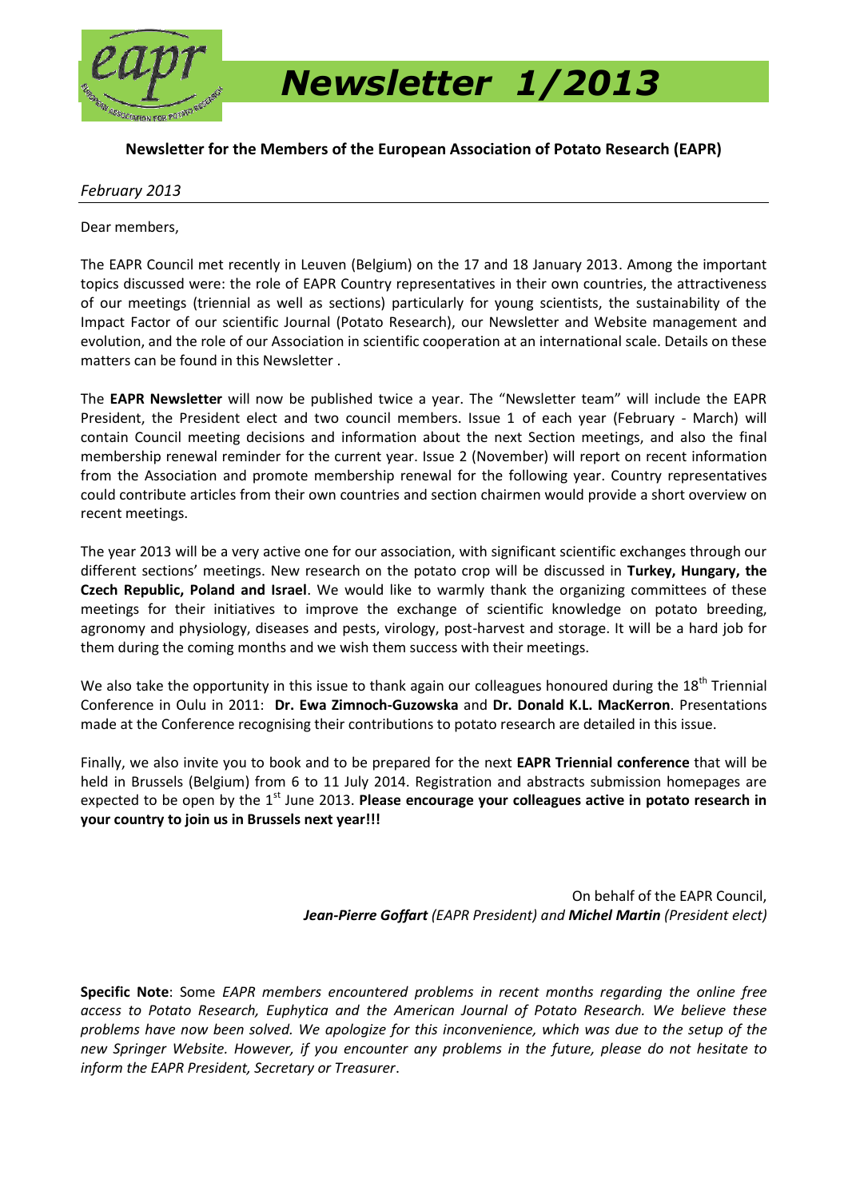# Newsletter 1/2013

**Newsletter for the Members of the European Association of Potato Research (EAPR)**

*February 2013*

Dear members,

The EAPR Council met recently in Leuven (Belgium) on the 17 and 18 January 2013. Among the important topics discussed were: the role of EAPR Country representatives in their own countries, the attractiveness of our meetings (triennial as well as sections) particularly for young scientists, the sustainability of the Impact Factor of our scientific Journal (Potato Research), our Newsletter and Website management and evolution, and the role of our Association in scientific cooperation at an international scale. Details on these matters can be found in this Newsletter .

The **EAPR Newsletter** will now be published twice a year. The "Newsletter team" will include the EAPR President, the President elect and two council members. Issue 1 of each year (February - March) will contain Council meeting decisions and information about the next Section meetings, and also the final membership renewal reminder for the current year. Issue 2 (November) will report on recent information from the Association and promote membership renewal for the following year. Country representatives could contribute articles from their own countries and section chairmen would provide a short overview on recent meetings.

The year 2013 will be a very active one for our association, with significant scientific exchanges through our different sections' meetings. New research on the potato crop will be discussed in **Turkey, Hungary, the Czech Republic, Poland and Israel**. We would like to warmly thank the organizing committees of these meetings for their initiatives to improve the exchange of scientific knowledge on potato breeding, agronomy and physiology, diseases and pests, virology, post-harvest and storage. It will be a hard job for them during the coming months and we wish them success with their meetings.

We also take the opportunity in this issue to thank again our colleagues honoured during the 18th Triennial Conference in Oulu in 2011: **Dr. Ewa Zimnoch-Guzowska** and **Dr. Donald K.L. MacKerron**. Presentations made at the Conference recognising their contributions to potato research are detailed in this issue.

Finally, we also invite you to book and to be prepared for the next **EAPR Triennial conference** that will be held in Brussels (Belgium) from 6 to 11 July 2014. Registration and abstracts submission homepages are expected to be open by the 1st June 2013. **Please encourage your colleagues active in potato research in your country to join us in Brussels next year!!!**

On behalf of the EAPR Council,
***Jean-Pierre Goffart*** *(EAPR President) and* ***Michel Martin*** *(President elect)*

**Specific Note**: Some *EAPR members encountered problems in recent months regarding the online free access to Potato Research, Euphytica and the American Journal of Potato Research. We believe these problems have now been solved. We apologize for this inconvenience, which was due to the setup of the new Springer Website. However, if you encounter any problems in the future, please do not hesitate to inform the EAPR President, Secretary or Treasurer*.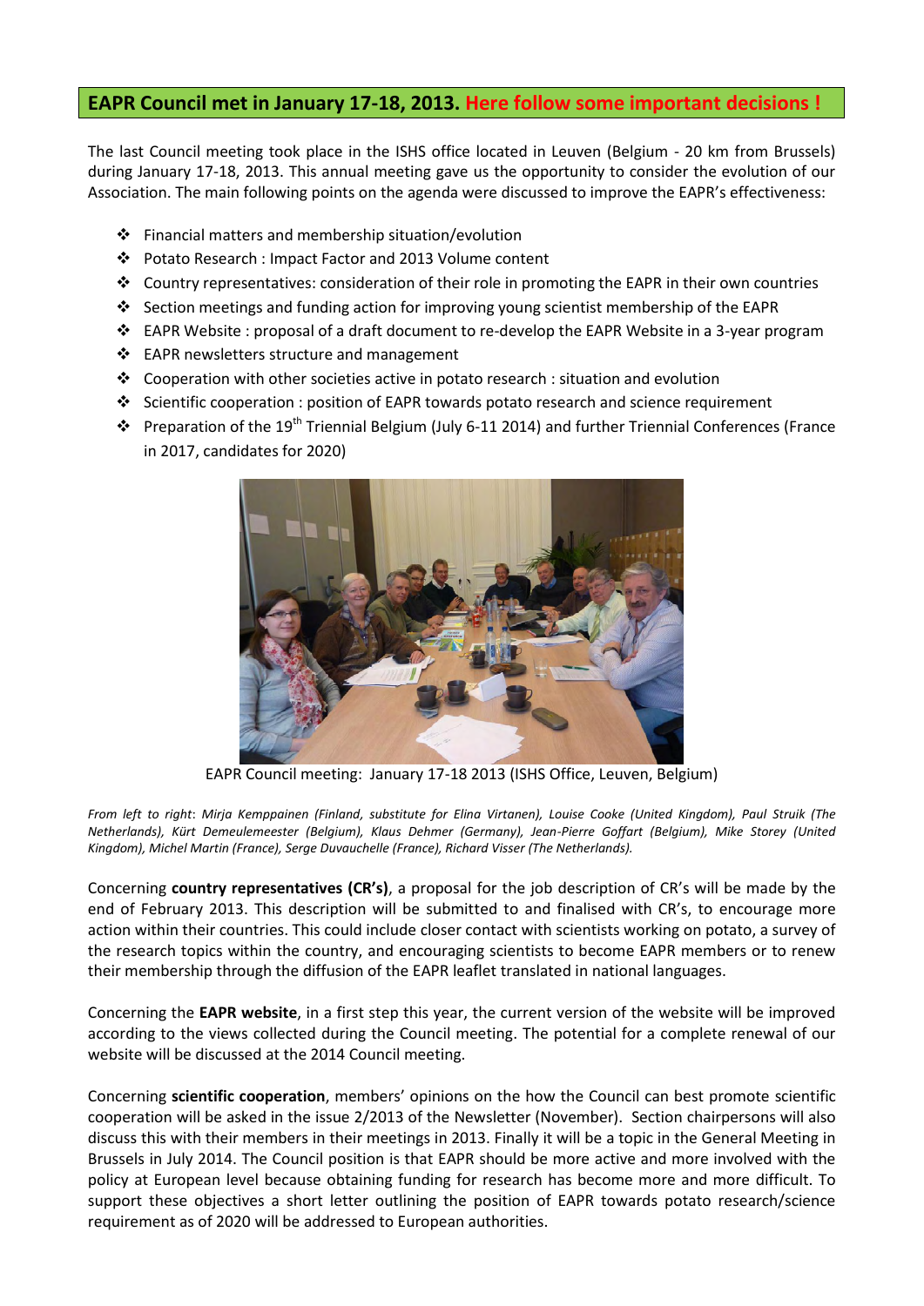## EAPR Council met in January 17-18, 2013. Here follow some important decisions !

The last Council meeting took place in the ISHS office located in Leuven (Belgium - 20 km from Brussels) during January 17-18, 2013. This annual meeting gave us the opportunity to consider the evolution of our Association. The main following points on the agenda were discussed to improve the EAPR's effectiveness:

- Financial matters and membership situation/evolution
- Potato Research : Impact Factor and 2013 Volume content
- Country representatives: consideration of their role in promoting the EAPR in their own countries
- Section meetings and funding action for improving young scientist membership of the EAPR
- EAPR Website : proposal of a draft document to re-develop the EAPR Website in a 3-year program
- EAPR newsletters structure and management
- Cooperation with other societies active in potato research : situation and evolution
- Scientific cooperation : position of EAPR towards potato research and science requirement
- Preparation of the 19th Triennial Belgium (July 6-11 2014) and further Triennial Conferences (France in 2017, candidates for 2020)

EAPR Council meeting: January 17-18 2013 (ISHS Office, Leuven, Belgium)

*From left to right: Mirja Kemppainen (Finland, substitute for Elina Virtanen), Louise Cooke (United Kingdom), Paul Struik (The Netherlands), Kürt Demeulemeester (Belgium), Klaus Dehmer (Germany), Jean-Pierre Goffart (Belgium), Mike Storey (United Kingdom), Michel Martin (France), Serge Duvauchelle (France), Richard Visser (The Netherlands).*

Concerning **country representatives (CR's)**, a proposal for the job description of CR's will be made by the end of February 2013. This description will be submitted to and finalised with CR's, to encourage more action within their countries. This could include closer contact with scientists working on potato, a survey of the research topics within the country, and encouraging scientists to become EAPR members or to renew their membership through the diffusion of the EAPR leaflet translated in national languages.

Concerning the **EAPR website**, in a first step this year, the current version of the website will be improved according to the views collected during the Council meeting. The potential for a complete renewal of our website will be discussed at the 2014 Council meeting.

Concerning **scientific cooperation**, members' opinions on the how the Council can best promote scientific cooperation will be asked in the issue 2/2013 of the Newsletter (November). Section chairpersons will also discuss this with their members in their meetings in 2013. Finally it will be a topic in the General Meeting in Brussels in July 2014. The Council position is that EAPR should be more active and more involved with the policy at European level because obtaining funding for research has become more and more difficult. To support these objectives a short letter outlining the position of EAPR towards potato research/science requirement as of 2020 will be addressed to European authorities.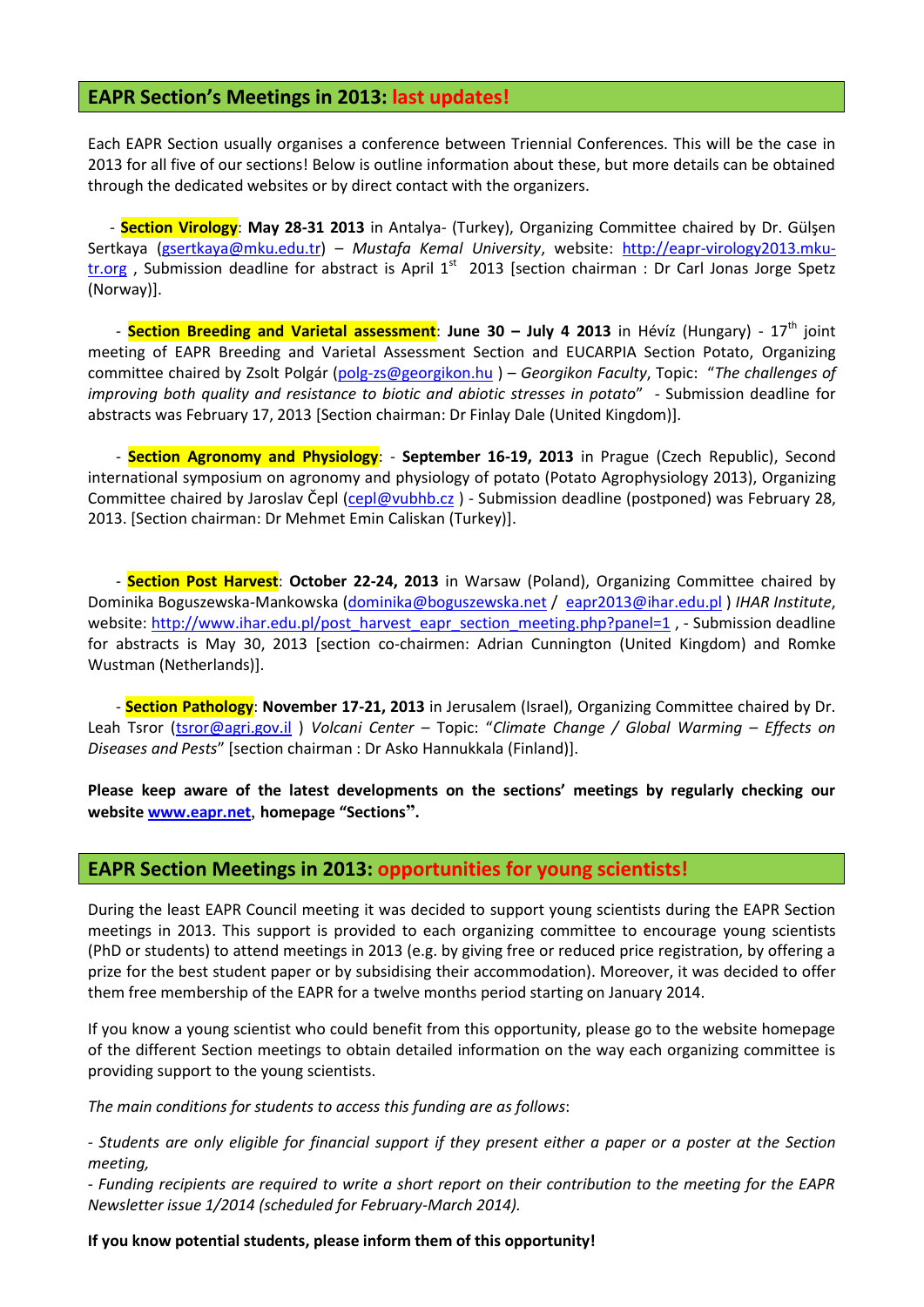## EAPR Section's Meetings in 2013: last updates!

Each EAPR Section usually organises a conference between Triennial Conferences. This will be the case in 2013 for all five of our sections! Below is outline information about these, but more details can be obtained through the dedicated websites or by direct contact with the organizers.

- **Section Virology**: **May 28-31 2013** in Antalya- (Turkey), Organizing Committee chaired by Dr. Gülşen Sertkaya (gsertkaya@mku.edu.tr) – *Mustafa Kemal University*, website: http://eapr-virology2013.mku-tr.org , Submission deadline for abstract is April 1st 2013 [section chairman : Dr Carl Jonas Jorge Spetz (Norway)].

- **Section Breeding and Varietal assessment**: **June 30 – July 4 2013** in Hévíz (Hungary) - 17th joint meeting of EAPR Breeding and Varietal Assessment Section and EUCARPIA Section Potato, Organizing committee chaired by Zsolt Polgár (polg-zs@georgikon.hu ) – *Georgikon Faculty*, Topic: "*The challenges of improving both quality and resistance to biotic and abiotic stresses in potato*" - Submission deadline for abstracts was February 17, 2013 [Section chairman: Dr Finlay Dale (United Kingdom)].

- **Section Agronomy and Physiology**: - **September 16-19, 2013** in Prague (Czech Republic), Second international symposium on agronomy and physiology of potato (Potato Agrophysiology 2013), Organizing Committee chaired by Jaroslav Čepl (cepl@vubhb.cz ) - Submission deadline (postponed) was February 28, 2013. [Section chairman: Dr Mehmet Emin Caliskan (Turkey)].

- **Section Post Harvest**: **October 22-24, 2013** in Warsaw (Poland), Organizing Committee chaired by Dominika Boguszewska-Mankowska (dominika@boguszewska.net / eapr2013@ihar.edu.pl ) *IHAR Institute*, website: http://www.ihar.edu.pl/post_harvest_eapr_section_meeting.php?panel=1 , - Submission deadline for abstracts is May 30, 2013 [section co-chairmen: Adrian Cunnington (United Kingdom) and Romke Wustman (Netherlands)].

- **Section Pathology**: **November 17-21, 2013** in Jerusalem (Israel), Organizing Committee chaired by Dr. Leah Tsror (tsror@agri.gov.il ) *Volcani Center* – Topic: "*Climate Change / Global Warming – Effects on Diseases and Pests*" [section chairman : Dr Asko Hannukkala (Finland)].

**Please keep aware of the latest developments on the sections' meetings by regularly checking our website www.eapr.net, homepage "Sections".**

## EAPR Section Meetings in 2013: opportunities for young scientists!

During the least EAPR Council meeting it was decided to support young scientists during the EAPR Section meetings in 2013. This support is provided to each organizing committee to encourage young scientists (PhD or students) to attend meetings in 2013 (e.g. by giving free or reduced price registration, by offering a prize for the best student paper or by subsidising their accommodation). Moreover, it was decided to offer them free membership of the EAPR for a twelve months period starting on January 2014.

If you know a young scientist who could benefit from this opportunity, please go to the website homepage of the different Section meetings to obtain detailed information on the way each organizing committee is providing support to the young scientists.

*The main conditions for students to access this funding are as follows*:

- *Students are only eligible for financial support if they present either a paper or a poster at the Section meeting,*
- *Funding recipients are required to write a short report on their contribution to the meeting for the EAPR Newsletter issue 1/2014 (scheduled for February-March 2014).*

**If you know potential students, please inform them of this opportunity!**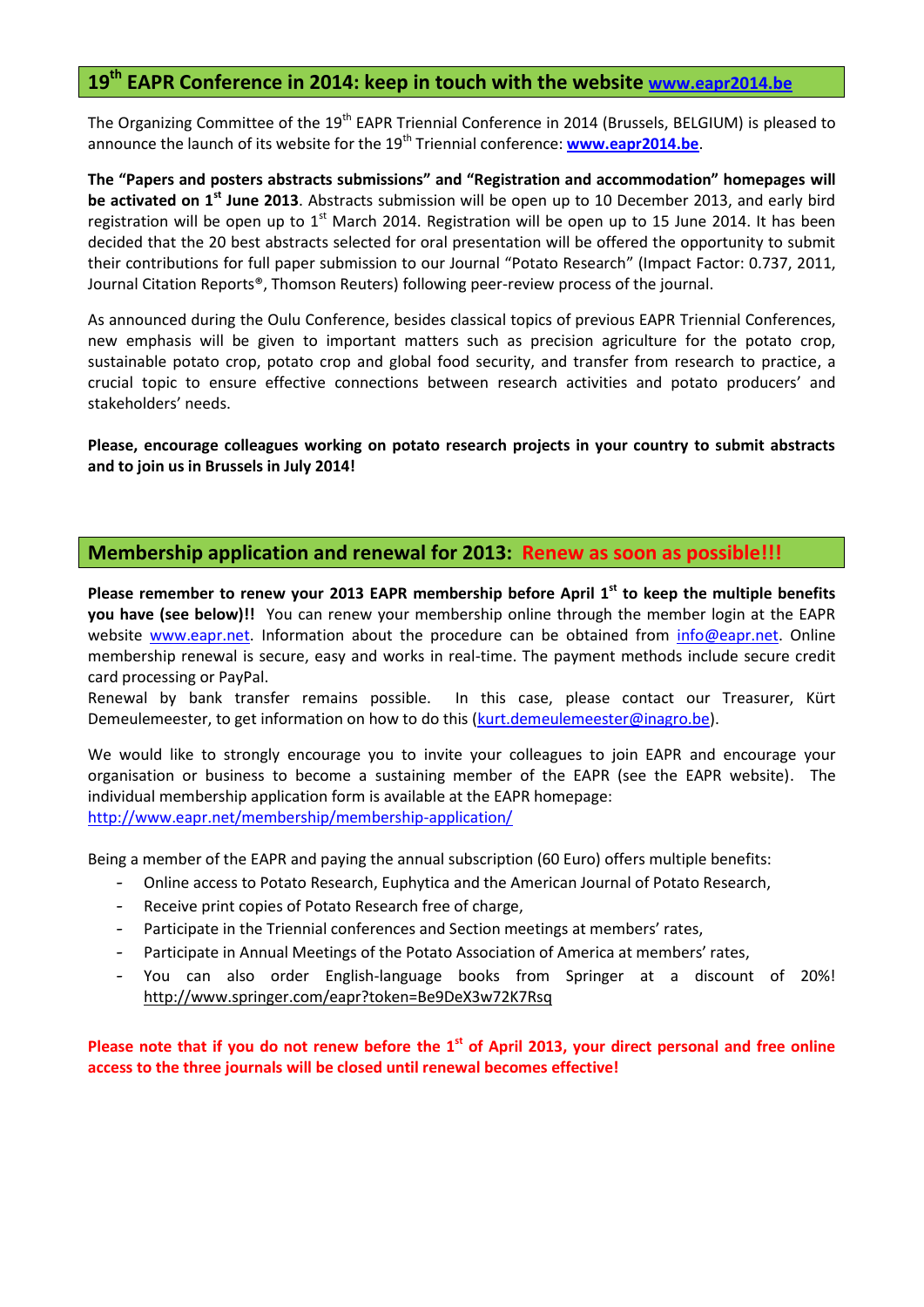## 19th EAPR Conference in 2014: keep in touch with the website [www.eapr2014.be](http://www.eapr2014.be)

The Organizing Committee of the 19th EAPR Triennial Conference in 2014 (Brussels, BELGIUM) is pleased to announce the launch of its website for the 19th Triennial conference: **[www.eapr2014.be](http://www.eapr2014.be)**.

**The "Papers and posters abstracts submissions" and "Registration and accommodation" homepages will be activated on 1st June 2013**. Abstracts submission will be open up to 10 December 2013, and early bird registration will be open up to 1st March 2014. Registration will be open up to 15 June 2014. It has been decided that the 20 best abstracts selected for oral presentation will be offered the opportunity to submit their contributions for full paper submission to our Journal "Potato Research" (Impact Factor: 0.737, 2011, Journal Citation Reports®, Thomson Reuters) following peer-review process of the journal.

As announced during the Oulu Conference, besides classical topics of previous EAPR Triennial Conferences, new emphasis will be given to important matters such as precision agriculture for the potato crop, sustainable potato crop, potato crop and global food security, and transfer from research to practice, a crucial topic to ensure effective connections between research activities and potato producers' and stakeholders' needs.

**Please, encourage colleagues working on potato research projects in your country to submit abstracts and to join us in Brussels in July 2014!**

## Membership application and renewal for 2013: Renew as soon as possible!!!

**Please remember to renew your 2013 EAPR membership before April 1st to keep the multiple benefits you have (see below)!!** You can renew your membership online through the member login at the EAPR website [www.eapr.net](http://www.eapr.net). Information about the procedure can be obtained from [info@eapr.net](mailto:info@eapr.net). Online membership renewal is secure, easy and works in real-time. The payment methods include secure credit card processing or PayPal.

Renewal by bank transfer remains possible. In this case, please contact our Treasurer, Kürt Demeulemeester, to get information on how to do this ([kurt.demeulemeester@inagro.be](mailto:kurt.demeulemeester@inagro.be)).

We would like to strongly encourage you to invite your colleagues to join EAPR and encourage your organisation or business to become a sustaining member of the EAPR (see the EAPR website). The individual membership application form is available at the EAPR homepage:
[http://www.eapr.net/membership/membership-application/](http://www.eapr.net/membership/membership-application/)

Being a member of the EAPR and paying the annual subscription (60 Euro) offers multiple benefits:

- Online access to Potato Research, Euphytica and the American Journal of Potato Research,
- Receive print copies of Potato Research free of charge,
- Participate in the Triennial conferences and Section meetings at members' rates,
- Participate in Annual Meetings of the Potato Association of America at members' rates,
- You can also order English-language books from Springer at a discount of 20%! http://www.springer.com/eapr?token=Be9DeX3w72K7Rsq

**Please note that if you do not renew before the 1st of April 2013, your direct personal and free online access to the three journals will be closed until renewal becomes effective!**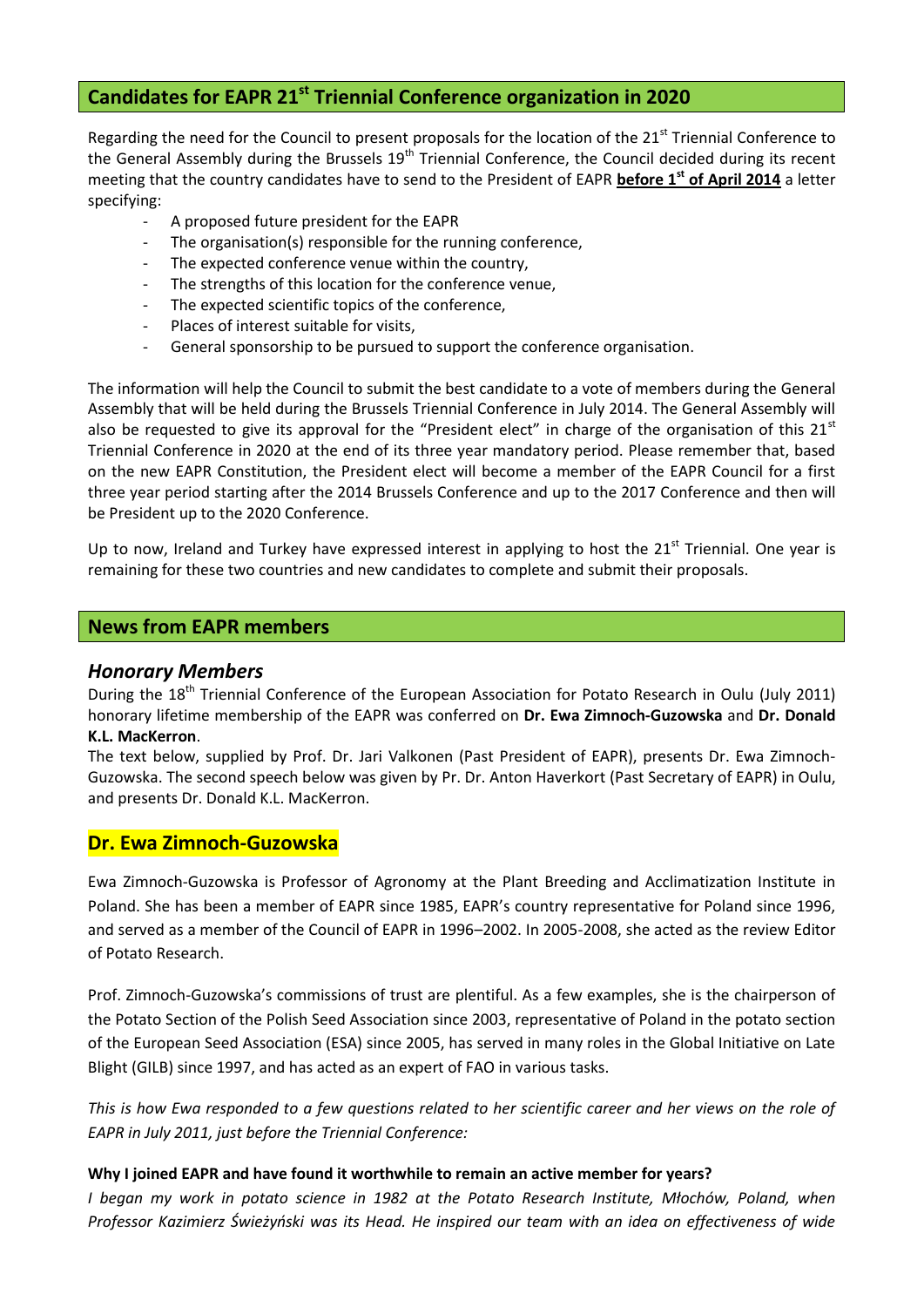## Candidates for EAPR 21st Triennial Conference organization in 2020

Regarding the need for the Council to present proposals for the location of the 21st Triennial Conference to the General Assembly during the Brussels 19th Triennial Conference, the Council decided during its recent meeting that the country candidates have to send to the President of EAPR **before 1st of April 2014** a letter specifying:

- A proposed future president for the EAPR
- The organisation(s) responsible for the running conference,
- The expected conference venue within the country,
- The strengths of this location for the conference venue,
- The expected scientific topics of the conference,
- Places of interest suitable for visits,
- General sponsorship to be pursued to support the conference organisation.

The information will help the Council to submit the best candidate to a vote of members during the General Assembly that will be held during the Brussels Triennial Conference in July 2014. The General Assembly will also be requested to give its approval for the "President elect" in charge of the organisation of this 21st Triennial Conference in 2020 at the end of its three year mandatory period. Please remember that, based on the new EAPR Constitution, the President elect will become a member of the EAPR Council for a first three year period starting after the 2014 Brussels Conference and up to the 2017 Conference and then will be President up to the 2020 Conference.

Up to now, Ireland and Turkey have expressed interest in applying to host the 21st Triennial. One year is remaining for these two countries and new candidates to complete and submit their proposals.

## News from EAPR members

### *Honorary Members*

During the 18th Triennial Conference of the European Association for Potato Research in Oulu (July 2011) honorary lifetime membership of the EAPR was conferred on **Dr. Ewa Zimnoch-Guzowska** and **Dr. Donald K.L. MacKerron**.

The text below, supplied by Prof. Dr. Jari Valkonen (Past President of EAPR), presents Dr. Ewa Zimnoch-Guzowska. The second speech below was given by Pr. Dr. Anton Haverkort (Past Secretary of EAPR) in Oulu, and presents Dr. Donald K.L. MacKerron.

### Dr. Ewa Zimnoch-Guzowska

Ewa Zimnoch-Guzowska is Professor of Agronomy at the Plant Breeding and Acclimatization Institute in Poland. She has been a member of EAPR since 1985, EAPR's country representative for Poland since 1996, and served as a member of the Council of EAPR in 1996–2002. In 2005-2008, she acted as the review Editor of Potato Research.

Prof. Zimnoch-Guzowska's commissions of trust are plentiful. As a few examples, she is the chairperson of the Potato Section of the Polish Seed Association since 2003, representative of Poland in the potato section of the European Seed Association (ESA) since 2005, has served in many roles in the Global Initiative on Late Blight (GILB) since 1997, and has acted as an expert of FAO in various tasks.

*This is how Ewa responded to a few questions related to her scientific career and her views on the role of EAPR in July 2011, just before the Triennial Conference:*

**Why I joined EAPR and have found it worthwhile to remain an active member for years?**

*I began my work in potato science in 1982 at the Potato Research Institute, Młochów, Poland, when Professor Kazimierz Świeżyński was its Head. He inspired our team with an idea on effectiveness of wide*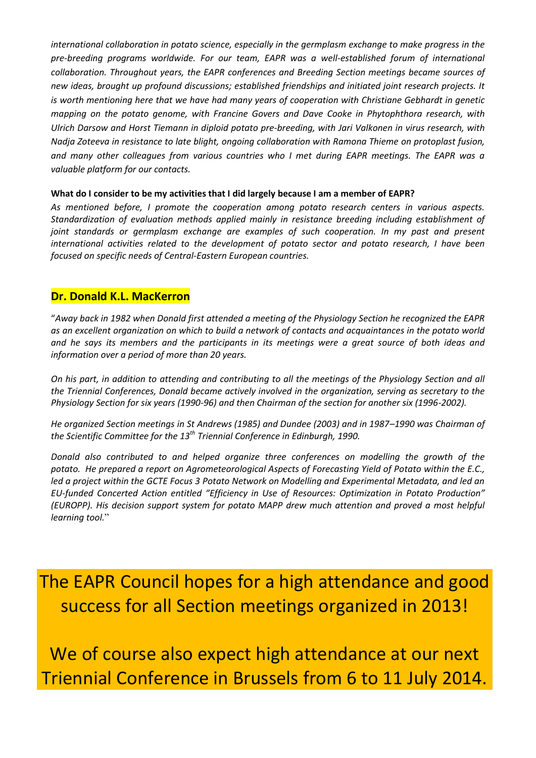*international collaboration in potato science, especially in the germplasm exchange to make progress in the pre-breeding programs worldwide. For our team, EAPR was a well-established forum of international collaboration. Throughout years, the EAPR conferences and Breeding Section meetings became sources of new ideas, brought up profound discussions; established friendships and initiated joint research projects. It is worth mentioning here that we have had many years of cooperation with Christiane Gebhardt in genetic mapping on the potato genome, with Francine Govers and Dave Cooke in Phytophthora research, with Ulrich Darsow and Horst Tiemann in diploid potato pre-breeding, with Jari Valkonen in virus research, with Nadja Zoteeva in resistance to late blight, ongoing collaboration with Ramona Thieme on protoplast fusion, and many other colleagues from various countries who I met during EAPR meetings. The EAPR was a valuable platform for our contacts.*

**What do I consider to be my activities that I did largely because I am a member of EAPR?**

*As mentioned before, I promote the cooperation among potato research centers in various aspects. Standardization of evaluation methods applied mainly in resistance breeding including establishment of joint standards or germplasm exchange are examples of such cooperation. In my past and present international activities related to the development of potato sector and potato research, I have been focused on specific needs of Central-Eastern European countries.*

## Dr. Donald K.L. MacKerron

"*Away back in 1982 when Donald first attended a meeting of the Physiology Section he recognized the EAPR as an excellent organization on which to build a network of contacts and acquaintances in the potato world and he says its members and the participants in its meetings were a great source of both ideas and information over a period of more than 20 years.*

*On his part, in addition to attending and contributing to all the meetings of the Physiology Section and all the Triennial Conferences, Donald became actively involved in the organization, serving as secretary to the Physiology Section for six years (1990-96) and then Chairman of the section for another six (1996-2002).*

*He organized Section meetings in St Andrews (1985) and Dundee (2003) and in 1987–1990 was Chairman of the Scientific Committee for the 13th Triennial Conference in Edinburgh, 1990.*

*Donald also contributed to and helped organize three conferences on modelling the growth of the potato. He prepared a report on Agrometeorological Aspects of Forecasting Yield of Potato within the E.C., led a project within the GCTE Focus 3 Potato Network on Modelling and Experimental Metadata, and led an EU-funded Concerted Action entitled "Efficiency in Use of Resources: Optimization in Potato Production" (EUROPP). His decision support system for potato MAPP drew much attention and proved a most helpful learning tool.*"

The EAPR Council hopes for a high attendance and good success for all Section meetings organized in 2013!

We of course also expect high attendance at our next Triennial Conference in Brussels from 6 to 11 July 2014.